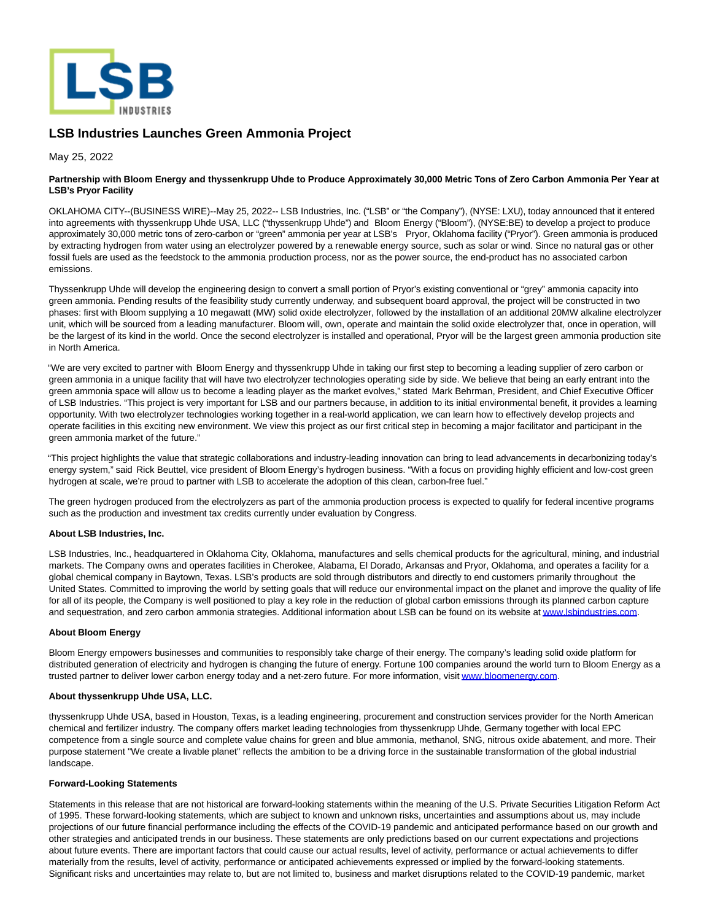# LSB Industries Launches Green Ammonia Project

May 25, 2022

**Partnership with Bloom Energy and thyssenkrupp Uhde to Produce Approximately 30,000 Metric Tons of Zero Carbon Ammonia Per Year at LSB's Pryor Facility**

OKLAHOMA CITY--(BUSINESS WIRE)--May 25, 2022-- LSB Industries, Inc. ("LSB" or "the Company"), (NYSE: LXU), today announced that it entered into agreements with thyssenkrupp Uhde USA, LLC ("thyssenkrupp Uhde") and Bloom Energy ("Bloom"), (NYSE:BE) to develop a project to produce approximately 30,000 metric tons of zero-carbon or "green" ammonia per year at LSB's Pryor, Oklahoma facility ("Pryor"). Green ammonia is produced by extracting hydrogen from water using an electrolyzer powered by a renewable energy source, such as solar or wind. Since no natural gas or other fossil fuels are used as the feedstock to the ammonia production process, nor as the power source, the end-product has no associated carbon emissions.

Thyssenkrupp Uhde will develop the engineering design to convert a small portion of Pryor's existing conventional or "grey" ammonia capacity into green ammonia. Pending results of the feasibility study currently underway, and subsequent board approval, the project will be constructed in two phases: first with Bloom supplying a 10 megawatt (MW) solid oxide electrolyzer, followed by the installation of an additional 20MW alkaline electrolyzer unit, which will be sourced from a leading manufacturer. Bloom will, own, operate and maintain the solid oxide electrolyzer that, once in operation, will be the largest of its kind in the world. Once the second electrolyzer is installed and operational, Pryor will be the largest green ammonia production site in North America.

"We are very excited to partner with Bloom Energy and thyssenkrupp Uhde in taking our first step to becoming a leading supplier of zero carbon or green ammonia in a unique facility that will have two electrolyzer technologies operating side by side. We believe that being an early entrant into the green ammonia space will allow us to become a leading player as the market evolves," stated Mark Behrman, President, and Chief Executive Officer of LSB Industries. "This project is very important for LSB and our partners because, in addition to its initial environmental benefit, it provides a learning opportunity. With two electrolyzer technologies working together in a real-world application, we can learn how to effectively develop projects and operate facilities in this exciting new environment. We view this project as our first critical step in becoming a major facilitator and participant in the green ammonia market of the future."

"This project highlights the value that strategic collaborations and industry-leading innovation can bring to lead advancements in decarbonizing today's energy system," said Rick Beuttel, vice president of Bloom Energy's hydrogen business. "With a focus on providing highly efficient and low-cost green hydrogen at scale, we're proud to partner with LSB to accelerate the adoption of this clean, carbon-free fuel."

The green hydrogen produced from the electrolyzers as part of the ammonia production process is expected to qualify for federal incentive programs such as the production and investment tax credits currently under evaluation by Congress.

**About LSB Industries, Inc.**

LSB Industries, Inc., headquartered in Oklahoma City, Oklahoma, manufactures and sells chemical products for the agricultural, mining, and industrial markets. The Company owns and operates facilities in Cherokee, Alabama, El Dorado, Arkansas and Pryor, Oklahoma, and operates a facility for a global chemical company in Baytown, Texas. LSB's products are sold through distributors and directly to end customers primarily throughout the United States. Committed to improving the world by setting goals that will reduce our environmental impact on the planet and improve the quality of life for all of its people, the Company is well positioned to play a key role in the reduction of global carbon emissions through its planned carbon capture and sequestration, and zero carbon ammonia strategies. Additional information about LSB can be found on its website at www.lsbindustries.com.

**About Bloom Energy**

Bloom Energy empowers businesses and communities to responsibly take charge of their energy. The company's leading solid oxide platform for distributed generation of electricity and hydrogen is changing the future of energy. Fortune 100 companies around the world turn to Bloom Energy as a trusted partner to deliver lower carbon energy today and a net-zero future. For more information, visit www.bloomenergy.com.

**About thyssenkrupp Uhde USA, LLC.**

thyssenkrupp Uhde USA, based in Houston, Texas, is a leading engineering, procurement and construction services provider for the North American chemical and fertilizer industry. The company offers market leading technologies from thyssenkrupp Uhde, Germany together with local EPC competence from a single source and complete value chains for green and blue ammonia, methanol, SNG, nitrous oxide abatement, and more. Their purpose statement "We create a livable planet" reflects the ambition to be a driving force in the sustainable transformation of the global industrial landscape.

**Forward-Looking Statements**

Statements in this release that are not historical are forward-looking statements within the meaning of the U.S. Private Securities Litigation Reform Act of 1995. These forward-looking statements, which are subject to known and unknown risks, uncertainties and assumptions about us, may include projections of our future financial performance including the effects of the COVID-19 pandemic and anticipated performance based on our growth and other strategies and anticipated trends in our business. These statements are only predictions based on our current expectations and projections about future events. There are important factors that could cause our actual results, level of activity, performance or actual achievements to differ materially from the results, level of activity, performance or anticipated achievements expressed or implied by the forward-looking statements. Significant risks and uncertainties may relate to, but are not limited to, business and market disruptions related to the COVID-19 pandemic, market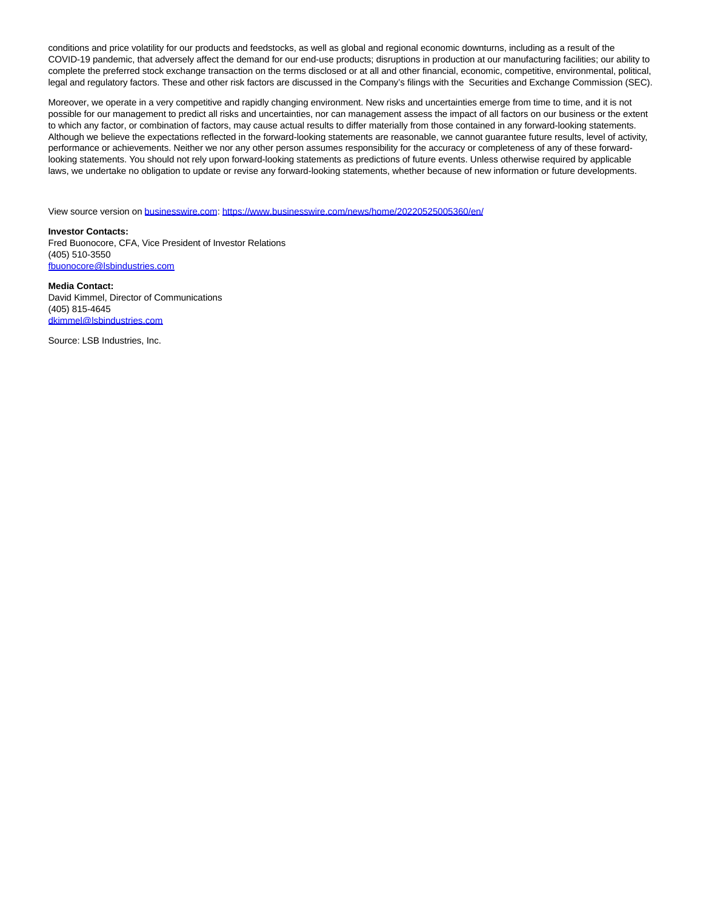conditions and price volatility for our products and feedstocks, as well as global and regional economic downturns, including as a result of the COVID-19 pandemic, that adversely affect the demand for our end-use products; disruptions in production at our manufacturing facilities; our ability to complete the preferred stock exchange transaction on the terms disclosed or at all and other financial, economic, competitive, environmental, political, legal and regulatory factors. These and other risk factors are discussed in the Company's filings with the Securities and Exchange Commission (SEC).

Moreover, we operate in a very competitive and rapidly changing environment. New risks and uncertainties emerge from time to time, and it is not possible for our management to predict all risks and uncertainties, nor can management assess the impact of all factors on our business or the extent to which any factor, or combination of factors, may cause actual results to differ materially from those contained in any forward-looking statements. Although we believe the expectations reflected in the forward-looking statements are reasonable, we cannot guarantee future results, level of activity, performance or achievements. Neither we nor any other person assumes responsibility for the accuracy or completeness of any of these forward-looking statements. You should not rely upon forward-looking statements as predictions of future events. Unless otherwise required by applicable laws, we undertake no obligation to update or revise any forward-looking statements, whether because of new information or future developments.

View source version on businesswire.com: https://www.businesswire.com/news/home/20220525005360/en/

**Investor Contacts:**
Fred Buonocore, CFA, Vice President of Investor Relations
(405) 510-3550
fbuonocore@lsbindustries.com

**Media Contact:**
David Kimmel, Director of Communications
(405) 815-4645
dkimmel@lsbindustries.com

Source: LSB Industries, Inc.